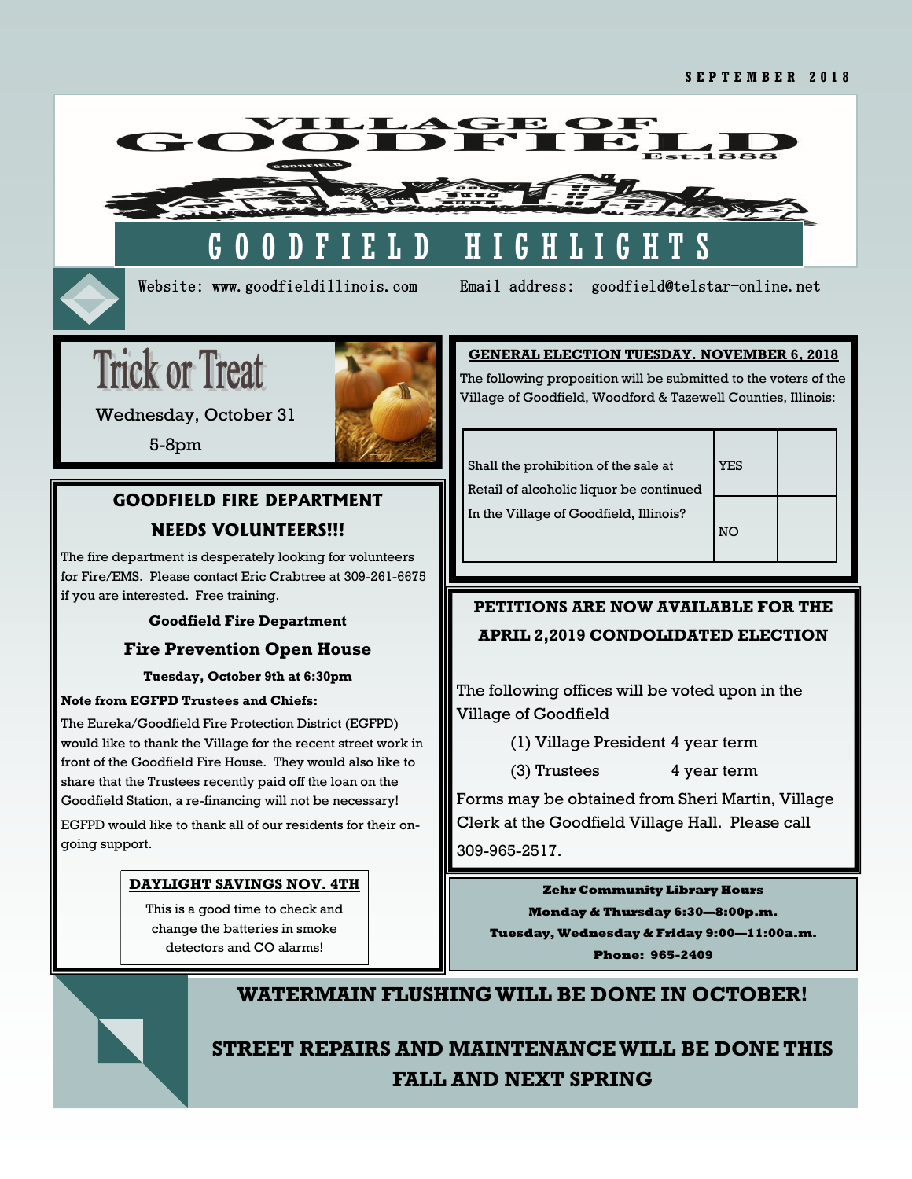SEPTEMBER 2018

# VILLAGE OF GOODFIELD

Est. 1888

# GOODFIELD HIGHLIGHTS

Website: www.goodfieldillinois.com Email address: goodfield@telstar-online.net

## Trick or Treat

Wednesday, October 31

5-8pm

## GOODFIELD FIRE DEPARTMENT NEEDS VOLUNTEERS!!!

The fire department is desperately looking for volunteers for Fire/EMS. Please contact Eric Crabtree at 309-261-6675 if you are interested. Free training.

**Goodfield Fire Department**

**Fire Prevention Open House**

**Tuesday, October 9th at 6:30pm**

**Note from EGFPD Trustees and Chiefs:**

The Eureka/Goodfield Fire Protection District (EGFPD) would like to thank the Village for the recent street work in front of the Goodfield Fire House. They would also like to share that the Trustees recently paid off the loan on the Goodfield Station, a re-financing will not be necessary!

EGFPD would like to thank all of our residents for their on-going support.

**DAYLIGHT SAVINGS NOV. 4TH**

This is a good time to check and change the batteries in smoke detectors and CO alarms!

## GENERAL ELECTION TUESDAY. NOVEMBER 6, 2018

The following proposition will be submitted to the voters of the Village of Goodfield, Woodford & Tazewell Counties, Illinois:

| Shall the prohibition of the sale at Retail of alcoholic liquor be continued In the Village of Goodfield, Illinois? | YES | |
|---|---|---|
| | NO | |

## PETITIONS ARE NOW AVAILABLE FOR THE APRIL 2,2019 CONDOLIDATED ELECTION

The following offices will be voted upon in the Village of Goodfield

- (1) Village President 4 year term
- (3) Trustees 4 year term

Forms may be obtained from Sheri Martin, Village Clerk at the Goodfield Village Hall. Please call 309-965-2517.

**Zehr Community Library Hours**

**Monday & Thursday 6:30—8:00p.m.**

**Tuesday, Wednesday & Friday 9:00—11:00a.m.**

**Phone: 965-2409**

## WATERMAIN FLUSHING WILL BE DONE IN OCTOBER!

## STREET REPAIRS AND MAINTENANCE WILL BE DONE THIS FALL AND NEXT SPRING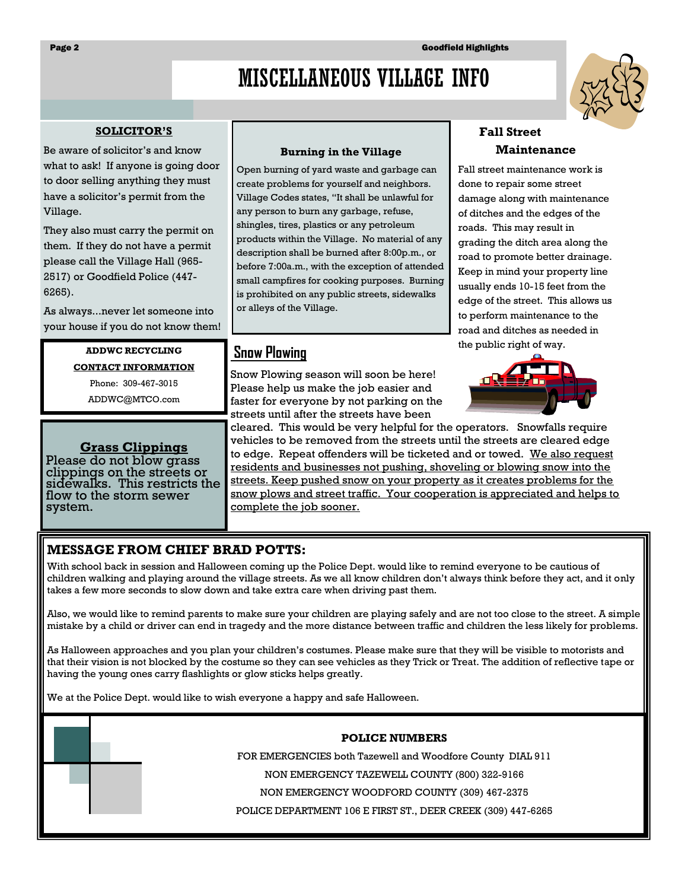# MISCELLANEOUS VILLAGE INFO

## SOLICITOR'S

Be aware of solicitor's and know what to ask! If anyone is going door to door selling anything they must have a solicitor's permit from the Village.

They also must carry the permit on them. If they do not have a permit please call the Village Hall (965-2517) or Goodfield Police (447-6265).

As always...never let someone into your house if you do not know them!

## ADDWC RECYCLING CONTACT INFORMATION

Phone: 309-467-3015

ADDWC@MTCO.com

## Grass Clippings

Please do not blow grass clippings on the streets or sidewalks. This restricts the flow to the storm sewer system.

## Burning in the Village

Open burning of yard waste and garbage can create problems for yourself and neighbors. Village Codes states, "It shall be unlawful for any person to burn any garbage, refuse, shingles, tires, plastics or any petroleum products within the Village. No material of any description shall be burned after 8:00p.m., or before 7:00a.m., with the exception of attended small campfires for cooking purposes. Burning is prohibited on any public streets, sidewalks or alleys of the Village.

## Snow Plowing

Snow Plowing season will soon be here! Please help us make the job easier and faster for everyone by not parking on the streets until after the streets have been cleared. This would be very helpful for the operators. Snowfalls require vehicles to be removed from the streets until the streets are cleared edge to edge. Repeat offenders will be ticketed and or towed. We also request residents and businesses not pushing, shoveling or blowing snow into the streets. Keep pushed snow on your property as it creates problems for the snow plows and street traffic. Your cooperation is appreciated and helps to complete the job sooner.

## Fall Street Maintenance

Fall street maintenance work is done to repair some street damage along with maintenance of ditches and the edges of the roads. This may result in grading the ditch area along the road to promote better drainage. Keep in mind your property line usually ends 10-15 feet from the edge of the street. This allows us to perform maintenance to the road and ditches as needed in the public right of way.

## MESSAGE FROM CHIEF BRAD POTTS:

With school back in session and Halloween coming up the Police Dept. would like to remind everyone to be cautious of children walking and playing around the village streets. As we all know children don't always think before they act, and it only takes a few more seconds to slow down and take extra care when driving past them.

Also, we would like to remind parents to make sure your children are playing safely and are not too close to the street. A simple mistake by a child or driver can end in tragedy and the more distance between traffic and children the less likely for problems.

As Halloween approaches and you plan your children's costumes. Please make sure that they will be visible to motorists and that their vision is not blocked by the costume so they can see vehicles as they Trick or Treat. The addition of reflective tape or having the young ones carry flashlights or glow sticks helps greatly.

We at the Police Dept. would like to wish everyone a happy and safe Halloween.

## POLICE NUMBERS

FOR EMERGENCIES both Tazewell and Woodfore County DIAL 911

NON EMERGENCY TAZEWELL COUNTY (800) 322-9166

NON EMERGENCY WOODFORD COUNTY (309) 467-2375

POLICE DEPARTMENT 106 E FIRST ST., DEER CREEK (309) 447-6265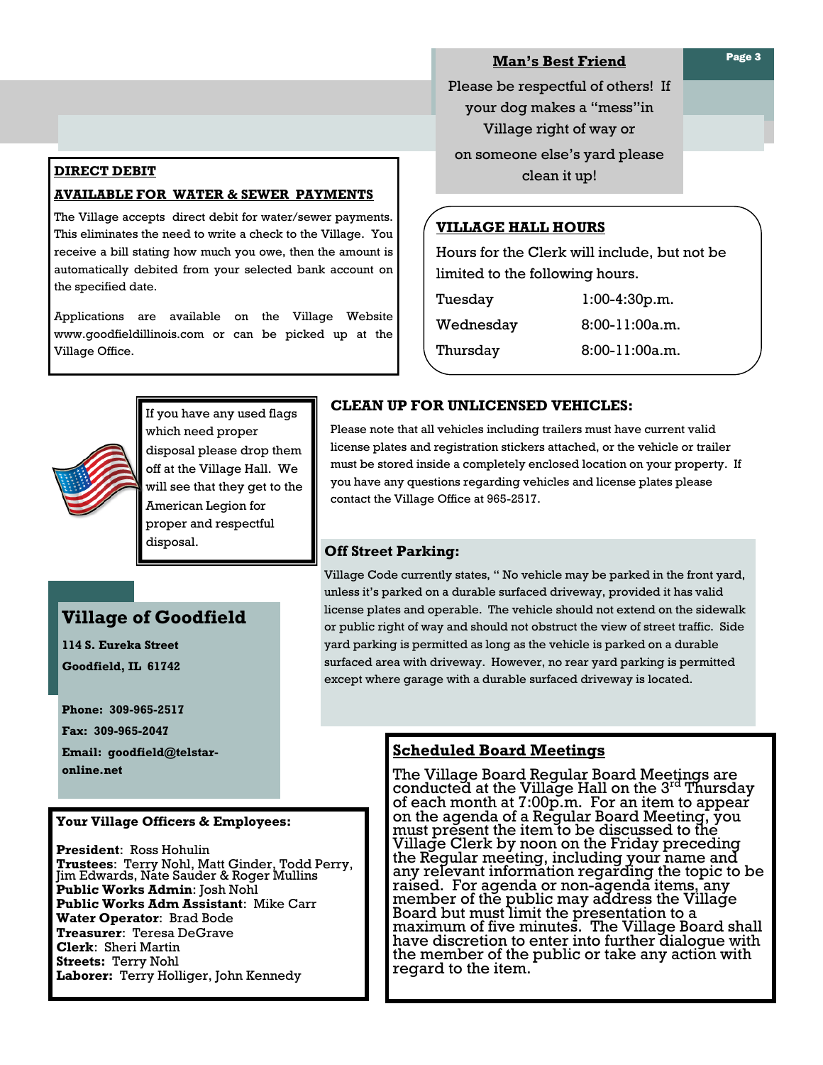## Man's Best Friend

Please be respectful of others! If your dog makes a "mess"in Village right of way or on someone else's yard please clean it up!

## DIRECT DEBIT

## AVAILABLE FOR WATER & SEWER PAYMENTS

The Village accepts direct debit for water/sewer payments. This eliminates the need to write a check to the Village. You receive a bill stating how much you owe, then the amount is automatically debited from your selected bank account on the specified date.

Applications are available on the Village Website www.goodfieldillinois.com or can be picked up at the Village Office.

## VILLAGE HALL HOURS

Hours for the Clerk will include, but not be limited to the following hours.

| | |
|---|---|
| Tuesday | 1:00-4:30p.m. |
| Wednesday | 8:00-11:00a.m. |
| Thursday | 8:00-11:00a.m. |

If you have any used flags which need proper disposal please drop them off at the Village Hall. We will see that they get to the American Legion for proper and respectful disposal.

## CLEAN UP FOR UNLICENSED VEHICLES:

Please note that all vehicles including trailers must have current valid license plates and registration stickers attached, or the vehicle or trailer must be stored inside a completely enclosed location on your property. If you have any questions regarding vehicles and license plates please contact the Village Office at 965-2517.

## Off Street Parking:

Village Code currently states, " No vehicle may be parked in the front yard, unless it's parked on a durable surfaced driveway, provided it has valid license plates and operable. The vehicle should not extend on the sidewalk or public right of way and should not obstruct the view of street traffic. Side yard parking is permitted as long as the vehicle is parked on a durable surfaced area with driveway. However, no rear yard parking is permitted except where garage with a durable surfaced driveway is located.

## Village of Goodfield

**114 S. Eureka Street**

**Goodfield, IL 61742**

**Phone: 309-965-2517**

**Fax: 309-965-2047**

**Email: goodfield@telstar-online.net**

## Scheduled Board Meetings

The Village Board Regular Board Meetings are conducted at the Village Hall on the 3rd Thursday of each month at 7:00p.m. For an item to appear on the agenda of a Regular Board Meeting, you must present the item to be discussed to the Village Clerk by noon on the Friday preceding the Regular meeting, including your name and any relevant information regarding the topic to be raised. For agenda or non-agenda items, any member of the public may address the Village Board but must limit the presentation to a maximum of five minutes. The Village Board shall have discretion to enter into further dialogue with the member of the public or take any action with regard to the item.

**Your Village Officers & Employees:**

**President**: Ross Hohulin
**Trustees**: Terry Nohl, Matt Ginder, Todd Perry, Jim Edwards, Nate Sauder & Roger Mullins
**Public Works Admin**: Josh Nohl
**Public Works Adm Assistant**: Mike Carr
**Water Operator**: Brad Bode
**Treasurer**: Teresa DeGrave
**Clerk**: Sheri Martin
**Streets:** Terry Nohl
**Laborer:** Terry Holliger, John Kennedy